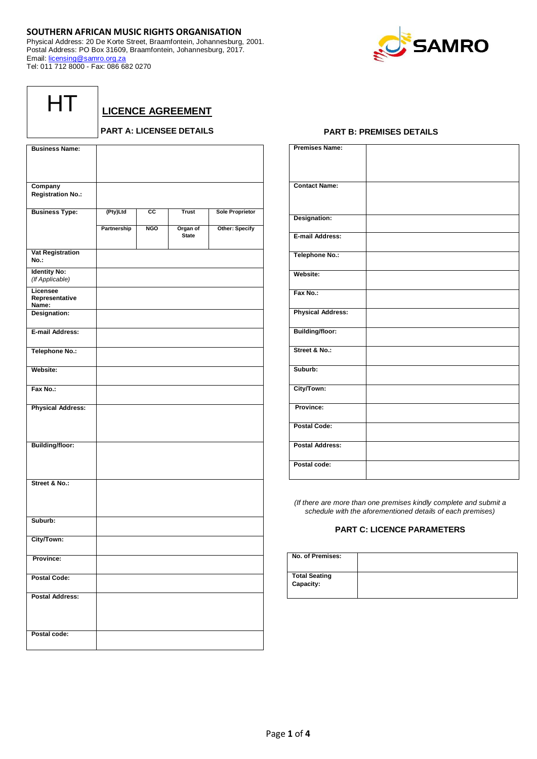## SOUTHERN AFRICAN MUSIC RIGHTS ORGANISATION

Physical Address: 20 De Korte Street, Braamfontein, Johannesburg, 2001.
Postal Address: PO Box 31609, Braamfontein, Johannesburg, 2017.
Email: licensing@samro.org.za
Tel: 011 712 8000 - Fax: 086 682 0270

SAMRO

HT

# LICENCE AGREEMENT

### PART A: LICENSEE DETAILS

| | | | | |
|---|---|---|---|---|
| **Business Name:** | | | | |
| **Company Registration No.:** | | | | |
| **Business Type:** | **(Pty)Ltd** | **CC** | **Trust** | **Sole Proprietor** |
| | **Partnership** | **NGO** | **Organ of State** | **Other: Specify** |
| **Vat Registration No.:** | | | | |
| **Identity No:** *(If Applicable)* | | | | |
| **Licensee Representative Name:** | | | | |
| **Designation:** | | | | |
| **E-mail Address:** | | | | |
| **Telephone No.:** | | | | |
| **Website:** | | | | |
| **Fax No.:** | | | | |
| **Physical Address:** | | | | |
| **Building/floor:** | | | | |
| **Street & No.:** | | | | |
| **Suburb:** | | | | |
| **City/Town:** | | | | |
| **Province:** | | | | |
| **Postal Code:** | | | | |
| **Postal Address:** | | | | |
| **Postal code:** | | | | |

### PART B: PREMISES DETAILS

| | |
|---|---|
| **Premises Name:** | |
| **Contact Name:** | |
| **Designation:** | |
| **E-mail Address:** | |
| **Telephone No.:** | |
| **Website:** | |
| **Fax No.:** | |
| **Physical Address:** | |
| **Building/floor:** | |
| **Street & No.:** | |
| **Suburb:** | |
| **City/Town:** | |
| **Province:** | |
| **Postal Code:** | |
| **Postal Address:** | |
| **Postal code:** | |

*(If there are more than one premises kindly complete and submit a schedule with the aforementioned details of each premises)*

### PART C: LICENCE PARAMETERS

| | |
|---|---|
| **No. of Premises:** | |
| **Total Seating Capacity:** | |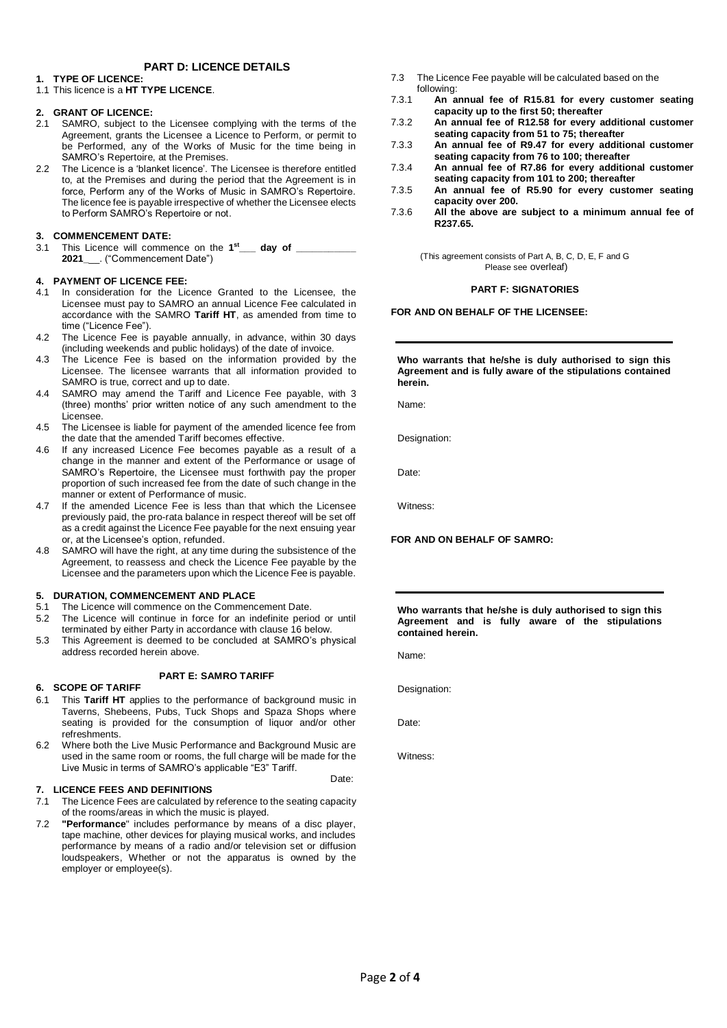## PART D: LICENCE DETAILS

### 1. TYPE OF LICENCE:

1.1 This licence is a **HT TYPE LICENCE**.

### 2. GRANT OF LICENCE:

2.1 SAMRO, subject to the Licensee complying with the terms of the Agreement, grants the Licensee a Licence to Perform, or permit to be Performed, any of the Works of Music for the time being in SAMRO's Repertoire, at the Premises.

2.2 The Licence is a 'blanket licence'. The Licensee is therefore entitled to, at the Premises and during the period that the Agreement is in force, Perform any of the Works of Music in SAMRO's Repertoire. The licence fee is payable irrespective of whether the Licensee elects to Perform SAMRO's Repertoire or not.

### 3. COMMENCEMENT DATE:

3.1 This Licence will commence on the **1st___ day of ___________ 2021___**. ("Commencement Date")

### 4. PAYMENT OF LICENCE FEE:

4.1 In consideration for the Licence Granted to the Licensee, the Licensee must pay to SAMRO an annual Licence Fee calculated in accordance with the SAMRO **Tariff HT**, as amended from time to time ("Licence Fee").

4.2 The Licence Fee is payable annually, in advance, within 30 days (including weekends and public holidays) of the date of invoice.

4.3 The Licence Fee is based on the information provided by the Licensee. The licensee warrants that all information provided to SAMRO is true, correct and up to date.

4.4 SAMRO may amend the Tariff and Licence Fee payable, with 3 (three) months' prior written notice of any such amendment to the Licensee.

4.5 The Licensee is liable for payment of the amended licence fee from the date that the amended Tariff becomes effective.

4.6 If any increased Licence Fee becomes payable as a result of a change in the manner and extent of the Performance or usage of SAMRO's Repertoire, the Licensee must forthwith pay the proper proportion of such increased fee from the date of such change in the manner or extent of Performance of music.

4.7 If the amended Licence Fee is less than that which the Licensee previously paid, the pro-rata balance in respect thereof will be set off as a credit against the Licence Fee payable for the next ensuing year or, at the Licensee's option, refunded.

4.8 SAMRO will have the right, at any time during the subsistence of the Agreement, to reassess and check the Licence Fee payable by the Licensee and the parameters upon which the Licence Fee is payable.

### 5. DURATION, COMMENCEMENT AND PLACE

5.1 The Licence will commence on the Commencement Date.

5.2 The Licence will continue in force for an indefinite period or until terminated by either Party in accordance with clause 16 below.

5.3 This Agreement is deemed to be concluded at SAMRO's physical address recorded herein above.

## PART E: SAMRO TARIFF

### 6. SCOPE OF TARIFF

6.1 This **Tariff HT** applies to the performance of background music in Taverns, Shebeens, Pubs, Tuck Shops and Spaza Shops where seating is provided for the consumption of liquor and/or other refreshments.

6.2 Where both the Live Music Performance and Background Music are used in the same room or rooms, the full charge will be made for the Live Music in terms of SAMRO's applicable "E3" Tariff.

Date:

### 7. LICENCE FEES AND DEFINITIONS

7.1 The Licence Fees are calculated by reference to the seating capacity of the rooms/areas in which the music is played.

7.2 **"Performance**" includes performance by means of a disc player, tape machine, other devices for playing musical works, and includes performance by means of a radio and/or television set or diffusion loudspeakers, Whether or not the apparatus is owned by the employer or employee(s).

7.3 The Licence Fee payable will be calculated based on the following:

7.3.1 **An annual fee of R15.81 for every customer seating capacity up to the first 50; thereafter**

7.3.2 **An annual fee of R12.58 for every additional customer seating capacity from 51 to 75; thereafter**

7.3.3 **An annual fee of R9.47 for every additional customer seating capacity from 76 to 100; thereafter**

7.3.4 **An annual fee of R7.86 for every additional customer seating capacity from 101 to 200; thereafter**

7.3.5 **An annual fee of R5.90 for every customer seating capacity over 200.**

7.3.6 **All the above are subject to a minimum annual fee of R237.65.**

(This agreement consists of Part A, B, C, D, E, F and G Please see overleaf)

## PART F: SIGNATORIES

**FOR AND ON BEHALF OF THE LICENSEE:**

______________________________

**Who warrants that he/she is duly authorised to sign this Agreement and is fully aware of the stipulations contained herein.**

Name:

Designation:

Date:

Witness:

**FOR AND ON BEHALF OF SAMRO:**

______________________________

**Who warrants that he/she is duly authorised to sign this Agreement and is fully aware of the stipulations contained herein.**

Name:

Designation:

Date:

Witness: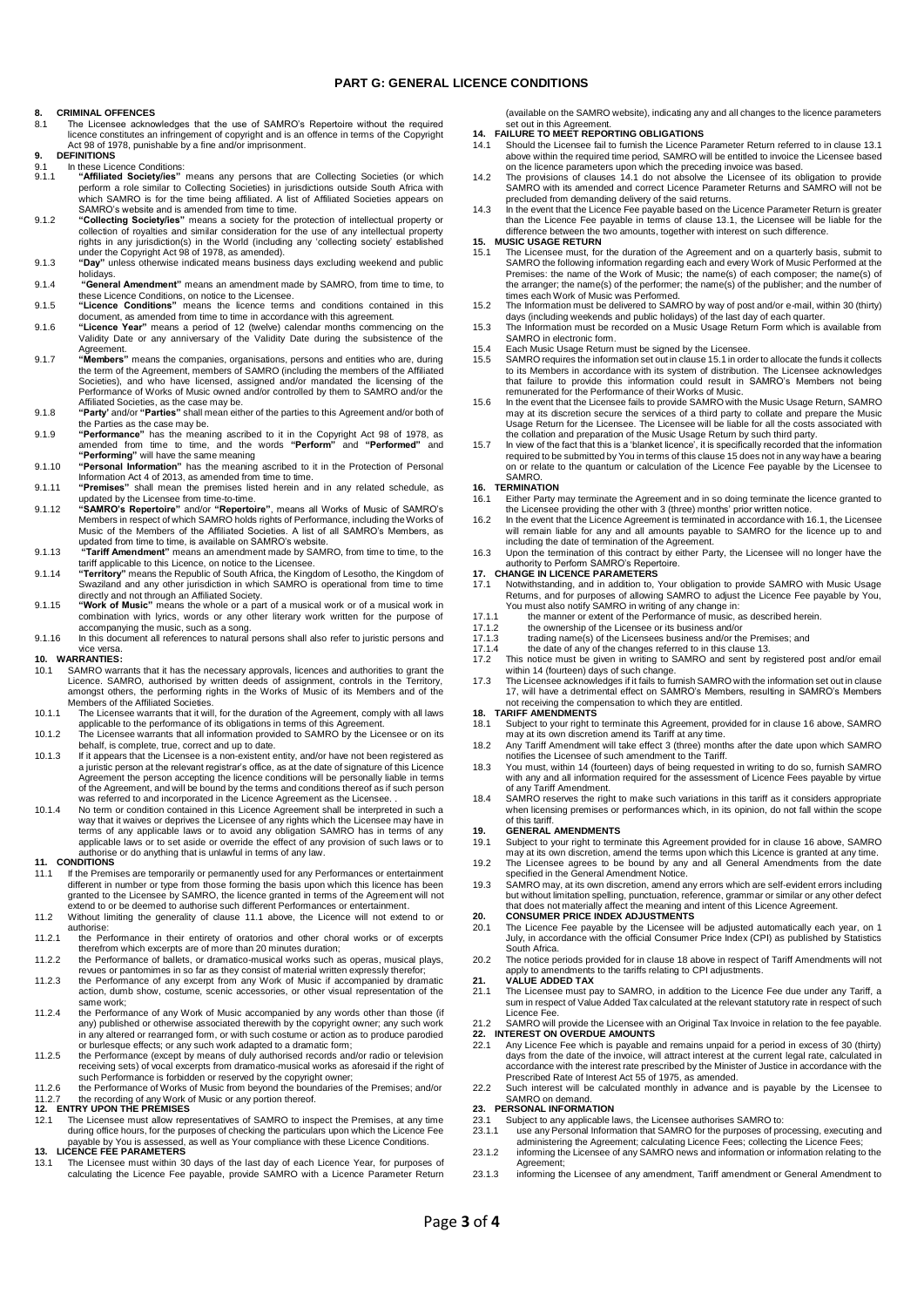# PART G: GENERAL LICENCE CONDITIONS

## 8. CRIMINAL OFFENCES

8.1 The Licensee acknowledges that the use of SAMRO's Repertoire without the required licence constitutes an infringement of copyright and is an offence in terms of the Copyright Act 98 of 1978, punishable by a fine and/or imprisonment.

## 9. DEFINITIONS

9.1 In these Licence Conditions:

9.1.1 **"Affiliated Society/ies"** means any persons that are Collecting Societies (or which perform a role similar to Collecting Societies) in jurisdictions outside South Africa with which SAMRO is for the time being affiliated. A list of Affiliated Societies appears on SAMRO's website and is amended from time to time.

9.1.2 **"Collecting Society/ies"** means a society for the protection of intellectual property or collection of royalties and similar consideration for the use of any intellectual property rights in any jurisdiction(s) in the World (including any 'collecting society' established under the Copyright Act 98 of 1978, as amended).

9.1.3 **"Day"** unless otherwise indicated means business days excluding weekend and public holidays.

9.1.4 **"General Amendment"** means an amendment made by SAMRO, from time to time, to these Licence Conditions, on notice to the Licensee.

9.1.5 **"Licence Conditions"** means the licence terms and conditions contained in this document, as amended from time to time in accordance with this agreement.

9.1.6 **"Licence Year"** means a period of 12 (twelve) calendar months commencing on the Validity Date or any anniversary of the Validity Date during the subsistence of the Agreement.

9.1.7 **"Members"** means the companies, organisations, persons and entities who are, during the term of the Agreement, members of SAMRO (including the members of the Affiliated Societies), and who have licensed, assigned and/or mandated the licensing of the Performance of Works of Music owned and/or controlled by them to SAMRO and/or the Affiliated Societies, as the case may be.

9.1.8 **"Party'** and/or **"Parties"** shall mean either of the parties to this Agreement and/or both of the Parties as the case may be.

9.1.9 **"Performance"** has the meaning ascribed to it in the Copyright Act 98 of 1978, as amended from time to time, and the words **"Perform"** and **"Performed"** and **"Performing"** will have the same meaning

9.1.10 **"Personal Information"** has the meaning ascribed to it in the Protection of Personal Information Act 4 of 2013, as amended from time to time.

9.1.11 **"Premises"** shall mean the premises listed herein and in any related schedule, as updated by the Licensee from time-to-time.

9.1.12 **"SAMRO's Repertoire"** and/or **"Repertoire"**, means all Works of Music of SAMRO's Members in respect of which SAMRO holds rights of Performance, including the Works of Music of the Members of the Affiliated Societies. A list of all SAMRO's Members, as updated from time to time, is available on SAMRO's website.

9.1.13 **"Tariff Amendment"** means an amendment made by SAMRO, from time to time, to the tariff applicable to this Licence, on notice to the Licensee.

9.1.14 **"Territory"** means the Republic of South Africa, the Kingdom of Lesotho, the Kingdom of Swaziland and any other jurisdiction in which SAMRO is operational from time to time directly and not through an Affiliated Society.

9.1.15 **"Work of Music"** means the whole or a part of a musical work or of a musical work in combination with lyrics, words or any other literary work written for the purpose of accompanying the music, such as a song.

9.1.16 In this document all references to natural persons shall also refer to juristic persons and vice versa.

## 10. WARRANTIES:

10.1 SAMRO warrants that it has the necessary approvals, licences and authorities to grant the Licence. SAMRO, authorised by written deeds of assignment, controls in the Territory, amongst others, the performing rights in the Works of Music of its Members and of the Members of the Affiliated Societies.

10.1.1 The Licensee warrants that it will, for the duration of the Agreement, comply with all laws applicable to the performance of its obligations in terms of this Agreement.

10.1.2 The Licensee warrants that all information provided to SAMRO by the Licensee or on its behalf, is complete, true, correct and up to date.

10.1.3 If it appears that the Licensee is a non-existent entity, and/or have not been registered as a juristic person at the relevant registrar's office, as at the date of signature of this Licence Agreement the person accepting the licence conditions will be personally liable in terms of the Agreement, and will be bound by the terms and conditions thereof as if such person was referred to and incorporated in the Licence Agreement as the Licensee. .

10.1.4 No term or condition contained in this Licence Agreement shall be interpreted in such a way that it waives or deprives the Licensee of any rights which the Licensee may have in terms of any applicable laws or to avoid any obligation SAMRO has in terms of any applicable laws or to set aside or override the effect of any provision of such laws or to authorise or do anything that is unlawful in terms of any law.

## 11. CONDITIONS

11.1 If the Premises are temporarily or permanently used for any Performances or entertainment different in number or type from those forming the basis upon which this licence has been granted to the Licensee by SAMRO, the licence granted in terms of the Agreement will not extend to or be deemed to authorise such different Performances or entertainment.

11.2 Without limiting the generality of clause 11.1 above, the Licence will not extend to or authorise:

11.2.1 the Performance in their entirety of oratorios and other choral works or of excerpts therefrom which excerpts are of more than 20 minutes duration;

11.2.2 the Performance of ballets, or dramatico-musical works such as operas, musical plays, revues or pantomimes in so far as they consist of material written expressly therefor;

11.2.3 the Performance of any excerpt from any Work of Music if accompanied by dramatic action, dumb show, costume, scenic accessories, or other visual representation of the same work;

11.2.4 the Performance of any Work of Music accompanied by any words other than those (if any) published or otherwise associated therewith by the copyright owner; any such work in any altered or rearranged form, or with such costume or action as to produce parodied or burlesque effects; or any such work adapted to a dramatic form;

11.2.5 the Performance (except by means of duly authorised records and/or radio or television receiving sets) of vocal excerpts from dramatico-musical works as aforesaid if the right of such Performance is forbidden or reserved by the copyright owner;

11.2.6 the Performance of Works of Music from beyond the boundaries of the Premises; and/or

11.2.7 the recording of any Work of Music or any portion thereof.

## 12. ENTRY UPON THE PREMISES

12.1 The Licensee must allow representatives of SAMRO to inspect the Premises, at any time during office hours, for the purposes of checking the particulars upon which the Licence Fee payable by You is assessed, as well as Your compliance with these Licence Conditions.

## 13. LICENCE FEE PARAMETERS

13.1 The Licensee must within 30 days of the last day of each Licence Year, for purposes of calculating the Licence Fee payable, provide SAMRO with a Licence Parameter Return (available on the SAMRO website), indicating any and all changes to the licence parameters set out in this Agreement.

## 14. FAILURE TO MEET REPORTING OBLIGATIONS

14.1 Should the Licensee fail to furnish the Licence Parameter Return referred to in clause 13.1 above within the required time period, SAMRO will be entitled to invoice the Licensee based on the licence parameters upon which the preceding invoice was based.

14.2 The provisions of clauses 14.1 do not absolve the Licensee of its obligation to provide SAMRO with its amended and correct Licence Parameter Returns and SAMRO will not be precluded from demanding delivery of the said returns.

14.3 In the event that the Licence Fee payable based on the Licence Parameter Return is greater than the Licence Fee payable in terms of clause 13.1, the Licensee will be liable for the difference between the two amounts, together with interest on such difference.

## 15. MUSIC USAGE RETURN

15.1 The Licensee must, for the duration of the Agreement and on a quarterly basis, submit to SAMRO the following information regarding each and every Work of Music Performed at the Premises: the name of the Work of Music; the name(s) of each composer; the name(s) of the arranger; the name(s) of the performer; the name(s) of the publisher; and the number of times each Work of Music was Performed.

15.2 The Information must be delivered to SAMRO by way of post and/or e-mail, within 30 (thirty) days (including weekends and public holidays) of the last day of each quarter.

15.3 The Information must be recorded on a Music Usage Return Form which is available from SAMRO in electronic form.

15.4 Each Music Usage Return must be signed by the Licensee.

15.5 SAMRO requires the information set out in clause 15.1 in order to allocate the funds it collects to its Members in accordance with its system of distribution. The Licensee acknowledges that failure to provide this information could result in SAMRO's Members not being remunerated for the Performance of their Works of Music.

15.6 In the event that the Licensee fails to provide SAMRO with the Music Usage Return, SAMRO may at its discretion secure the services of a third party to collate and prepare the Music Usage Return for the Licensee. The Licensee will be liable for all the costs associated with the collation and preparation of the Music Usage Return by such third party.

15.7 In view of the fact that this is a 'blanket licence', it is specifically recorded that the information required to be submitted by You in terms of this clause 15 does not in any way have a bearing on or relate to the quantum or calculation of the Licence Fee payable by the Licensee to SAMRO.

## 16. TERMINATION

16.1 Either Party may terminate the Agreement and in so doing terminate the licence granted to the Licensee providing the other with 3 (three) months' prior written notice.

16.2 In the event that the Licence Agreement is terminated in accordance with 16.1, the Licensee will remain liable for any and all amounts payable to SAMRO for the licence up to and including the date of termination of the Agreement.

16.3 Upon the termination of this contract by either Party, the Licensee will no longer have the authority to Perform SAMRO's Repertoire.

## 17. CHANGE IN LICENCE PARAMETERS

17.1 Notwithstanding, and in addition to, Your obligation to provide SAMRO with Music Usage Returns, and for purposes of allowing SAMRO to adjust the Licence Fee payable by You, You must also notify SAMRO in writing of any change in:

17.1.1 the manner or extent of the Performance of music, as described herein.

17.1.2 the ownership of the Licensee or its business and/or

17.1.3 trading name(s) of the Licensees business and/or the Premises; and

17.1.4 the date of any of the changes referred to in this clause 13.

17.2 This notice must be given in writing to SAMRO and sent by registered post and/or email within 14 (fourteen) days of such change.

17.3 The Licensee acknowledges if it fails to furnish SAMRO with the information set out in clause 17, will have a detrimental effect on SAMRO's Members, resulting in SAMRO's Members not receiving the compensation to which they are entitled.

## 18. TARIFF AMENDMENTS

18.1 Subject to your right to terminate this Agreement, provided for in clause 16 above, SAMRO may at its own discretion amend its Tariff at any time.

18.2 Any Tariff Amendment will take effect 3 (three) months after the date upon which SAMRO notifies the Licensee of such amendment to the Tariff.

18.3 You must, within 14 (fourteen) days of being requested in writing to do so, furnish SAMRO with any and all information required for the assessment of Licence Fees payable by virtue of any Tariff Amendment.

18.4 SAMRO reserves the right to make such variations in this tariff as it considers appropriate when licensing premises or performances which, in its opinion, do not fall within the scope of this tariff.

## 19. GENERAL AMENDMENTS

19.1 Subject to your right to terminate this Agreement provided for in clause 16 above, SAMRO may at its own discretion, amend the terms upon which this Licence is granted at any time.

19.2 The Licensee agrees to be bound by any and all General Amendments from the date specified in the General Amendment Notice.

19.3 SAMRO may, at its own discretion, amend any errors which are self-evident errors including but without limitation spelling, punctuation, reference, grammar or similar or any other defect that does not materially affect the meaning and intent of this Licence Agreement.

## 20. CONSUMER PRICE INDEX ADJUSTMENTS

20.1 The Licence Fee payable by the Licensee will be adjusted automatically each year, on 1 July, in accordance with the official Consumer Price Index (CPI) as published by Statistics South Africa.

20.2 The notice periods provided for in clause 18 above in respect of Tariff Amendments will not apply to amendments to the tariffs relating to CPI adjustments.

## 21. VALUE ADDED TAX

21.1 The Licensee must pay to SAMRO, in addition to the Licence Fee due under any Tariff, a sum in respect of Value Added Tax calculated at the relevant statutory rate in respect of such Licence Fee.

21.2 SAMRO will provide the Licensee with an Original Tax Invoice in relation to the fee payable.

## 22. INTEREST ON OVERDUE AMOUNTS

22.1 Any Licence Fee which is payable and remains unpaid for a period in excess of 30 (thirty) days from the date of the invoice, will attract interest at the current legal rate, calculated in accordance with the interest rate prescribed by the Minister of Justice in accordance with the Prescribed Rate of Interest Act 55 of 1975, as amended.

22.2 Such interest will be calculated monthly in advance and is payable by the Licensee to SAMRO on demand.

## 23. PERSONAL INFORMATION

23.1 Subject to any applicable laws, the Licensee authorises SAMRO to:

23.1.1 use any Personal Information that SAMRO for the purposes of processing, executing and administering the Agreement; calculating Licence Fees; collecting the Licence Fees;

23.1.2 informing the Licensee of any SAMRO news and information or information relating to the Agreement;

23.1.3 informing the Licensee of any amendment, Tariff amendment or General Amendment to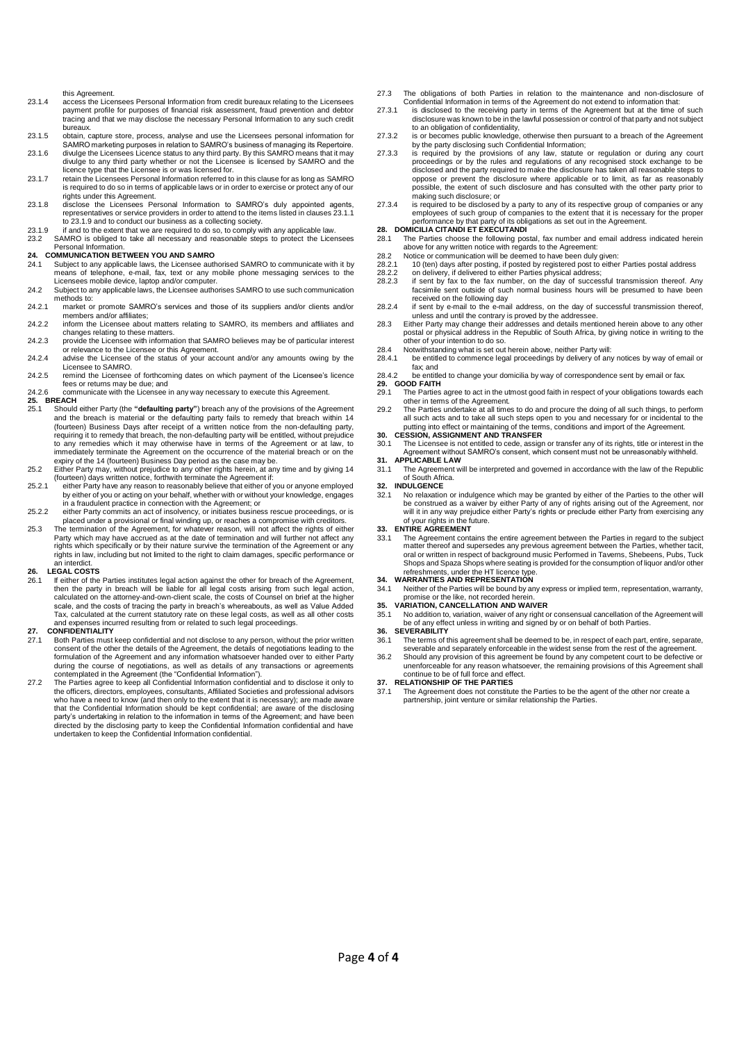this Agreement.

23.1.4 access the Licensees Personal Information from credit bureaux relating to the Licensees payment profile for purposes of financial risk assessment, fraud prevention and debtor tracing and that we may disclose the necessary Personal Information to any such credit bureaux.

23.1.5 obtain, capture store, process, analyse and use the Licensees personal information for SAMRO marketing purposes in relation to SAMRO's business of managing its Repertoire.

23.1.6 divulge the Licensees Licence status to any third party. By this SAMRO means that it may divulge to any third party whether or not the Licensee is licensed by SAMRO and the licence type that the Licensee is or was licensed for.

23.1.7 retain the Licensees Personal Information referred to in this clause for as long as SAMRO is required to do so in terms of applicable laws or in order to exercise or protect any of our rights under this Agreement.

23.1.8 disclose the Licensees Personal Information to SAMRO's duly appointed agents, representatives or service providers in order to attend to the items listed in clauses 23.1.1 to 23.1.9 and to conduct our business as a collecting society.

23.1.9 if and to the extent that we are required to do so, to comply with any applicable law.

23.2 SAMRO is obliged to take all necessary and reasonable steps to protect the Licensees Personal Information.

## 24. COMMUNICATION BETWEEN YOU AND SAMRO

24.1 Subject to any applicable laws, the Licensee authorised SAMRO to communicate with it by means of telephone, e-mail, fax, text or any mobile phone messaging services to the Licensees mobile device, laptop and/or computer.

24.2 Subject to any applicable laws, the Licensee authorises SAMRO to use such communication methods to:

24.2.1 market or promote SAMRO's services and those of its suppliers and/or clients and/or members and/or affiliates;

24.2.2 inform the Licensee about matters relating to SAMRO, its members and affiliates and changes relating to these matters.

24.2.3 provide the Licensee with information that SAMRO believes may be of particular interest or relevance to the Licensee or this Agreement.

24.2.4 advise the Licensee of the status of your account and/or any amounts owing by the Licensee to SAMRO.

24.2.5 remind the Licensee of forthcoming dates on which payment of the Licensee's licence fees or returns may be due; and

24.2.6 communicate with the Licensee in any way necessary to execute this Agreement.

## 25. BREACH

25.1 Should either Party (the "**defaulting party**") breach any of the provisions of the Agreement and the breach is material or the defaulting party fails to remedy that breach within 14 (fourteen) Business Days after receipt of a written notice from the non-defaulting party, requiring it to remedy that breach, the non-defaulting party will be entitled, without prejudice to any remedies which it may otherwise have in terms of the Agreement or at law, to immediately terminate the Agreement on the occurrence of the material breach or on the expiry of the 14 (fourteen) Business Day period as the case may be.

25.2 Either Party may, without prejudice to any other rights herein, at any time and by giving 14 (fourteen) days written notice, forthwith terminate the Agreement if:

25.2.1 either Party have any reason to reasonably believe that either of you or anyone employed by either of you or acting on your behalf, whether with or without your knowledge, engages in a fraudulent practice in connection with the Agreement; or

25.2.2 either Party commits an act of insolvency, or initiates business rescue proceedings, or is placed under a provisional or final winding up, or reaches a compromise with creditors.

25.3 The termination of the Agreement, for whatever reason, will not affect the rights of either Party which may have accrued as at the date of termination and will further not affect any rights which specifically or by their nature survive the termination of the Agreement or any rights in law, including but not limited to the right to claim damages, specific performance or an interdict.

## 26. LEGAL COSTS

26.1 If either of the Parties institutes legal action against the other for breach of the Agreement, then the party in breach will be liable for all legal costs arising from such legal action, calculated on the attorney-and-own-client scale, the costs of Counsel on brief at the higher scale, and the costs of tracing the party in breach's whereabouts, as well as Value Added Tax, calculated at the current statutory rate on these legal costs, as well as all other costs and expenses incurred resulting from or related to such legal proceedings.

## 27. CONFIDENTIALITY

27.1 Both Parties must keep confidential and not disclose to any person, without the prior written consent of the other the details of the Agreement, the details of negotiations leading to the formulation of the Agreement and any information whatsoever handed over to either Party during the course of negotiations, as well as details of any transactions or agreements contemplated in the Agreement (the "Confidential Information").

27.2 The Parties agree to keep all Confidential Information confidential and to disclose it only to the officers, directors, employees, consultants, Affiliated Societies and professional advisors who have a need to know (and then only to the extent that it is necessary); are made aware that the Confidential Information should be kept confidential; are aware of the disclosing party's undertaking in relation to the information in terms of the Agreement; and have been directed by the disclosing party to keep the Confidential Information confidential and have undertaken to keep the Confidential Information confidential.

27.3 The obligations of both Parties in relation to the maintenance and non-disclosure of Confidential Information in terms of the Agreement do not extend to information that:

27.3.1 is disclosed to the receiving party in terms of the Agreement but at the time of such disclosure was known to be in the lawful possession or control of that party and not subject to an obligation of confidentiality,

27.3.2 is or becomes public knowledge, otherwise then pursuant to a breach of the Agreement by the party disclosing such Confidential Information;

27.3.3 is required by the provisions of any law, statute or regulation or during any court proceedings or by the rules and regulations of any recognised stock exchange to be disclosed and the party required to make the disclosure has taken all reasonable steps to oppose or prevent the disclosure where applicable or to limit, as far as reasonably possible, the extent of such disclosure and has consulted with the other party prior to making such disclosure; or

27.3.4 is required to be disclosed by a party to any of its respective group of companies or any employees of such group of companies to the extent that it is necessary for the proper performance by that party of its obligations as set out in the Agreement.

## 28. DOMICILIA CITANDI ET EXECUTANDI

28.1 The Parties choose the following postal, fax number and email address indicated herein above for any written notice with regards to the Agreement:

28.2 Notice or communication will be deemed to have been duly given:

28.2.1 10 (ten) days after posting, if posted by registered post to either Parties postal address

28.2.2 on delivery, if delivered to either Parties physical address;

28.2.3 if sent by fax to the fax number, on the day of successful transmission thereof. Any facsimile sent outside of such normal business hours will be presumed to have been received on the following day

28.2.4 if sent by e-mail to the e-mail address, on the day of successful transmission thereof, unless and until the contrary is proved by the addressee.

28.3 Either Party may change their addresses and details mentioned herein above to any other postal or physical address in the Republic of South Africa, by giving notice in writing to the other of your intention to do so.

28.4 Notwithstanding what is set out herein above, neither Party will:

28.4.1 be entitled to commence legal proceedings by delivery of any notices by way of email or fax; and

28.4.2 be entitled to change your domicilia by way of correspondence sent by email or fax.

## 29. GOOD FAITH

29.1 The Parties agree to act in the utmost good faith in respect of your obligations towards each other in terms of the Agreement.

29.2 The Parties undertake at all times to do and procure the doing of all such things, to perform all such acts and to take all such steps open to you and necessary for or incidental to the putting into effect or maintaining of the terms, conditions and import of the Agreement.

## 30. CESSION, ASSIGNMENT AND TRANSFER

30.1 The Licensee is not entitled to cede, assign or transfer any of its rights, title or interest in the Agreement without SAMRO's consent, which consent must not be unreasonably withheld.

## 31. APPLICABLE LAW

31.1 The Agreement will be interpreted and governed in accordance with the law of the Republic of South Africa.

## 32. INDULGENCE

32.1 No relaxation or indulgence which may be granted by either of the Parties to the other will be construed as a waiver by either Party of any of rights arising out of the Agreement, nor will it in any way prejudice either Party's rights or preclude either Party from exercising any of your rights in the future.

## 33. ENTIRE AGREEMENT

33.1 The Agreement contains the entire agreement between the Parties in regard to the subject matter thereof and supersedes any previous agreement between the Parties, whether tacit, oral or written in respect of background music Performed in Taverns, Shebeens, Pubs, Tuck Shops and Spaza Shops where seating is provided for the consumption of liquor and/or other refreshments, under the HT licence type.

## 34. WARRANTIES AND REPRESENTATION

34.1 Neither of the Parties will be bound by any express or implied term, representation, warranty, promise or the like, not recorded herein.

## 35. VARIATION, CANCELLATION AND WAIVER

35.1 No addition to, variation, waiver of any right or consensual cancellation of the Agreement will be of any effect unless in writing and signed by or on behalf of both Parties.

## 36. SEVERABILITY

36.1 The terms of this agreement shall be deemed to be, in respect of each part, entire, separate, severable and separately enforceable in the widest sense from the rest of the agreement.

36.2 Should any provision of this agreement be found by any competent court to be defective or unenforceable for any reason whatsoever, the remaining provisions of this Agreement shall continue to be of full force and effect.

## 37. RELATIONSHIP OF THE PARTIES

37.1 The Agreement does not constitute the Parties to be the agent of the other nor create a partnership, joint venture or similar relationship the Parties.